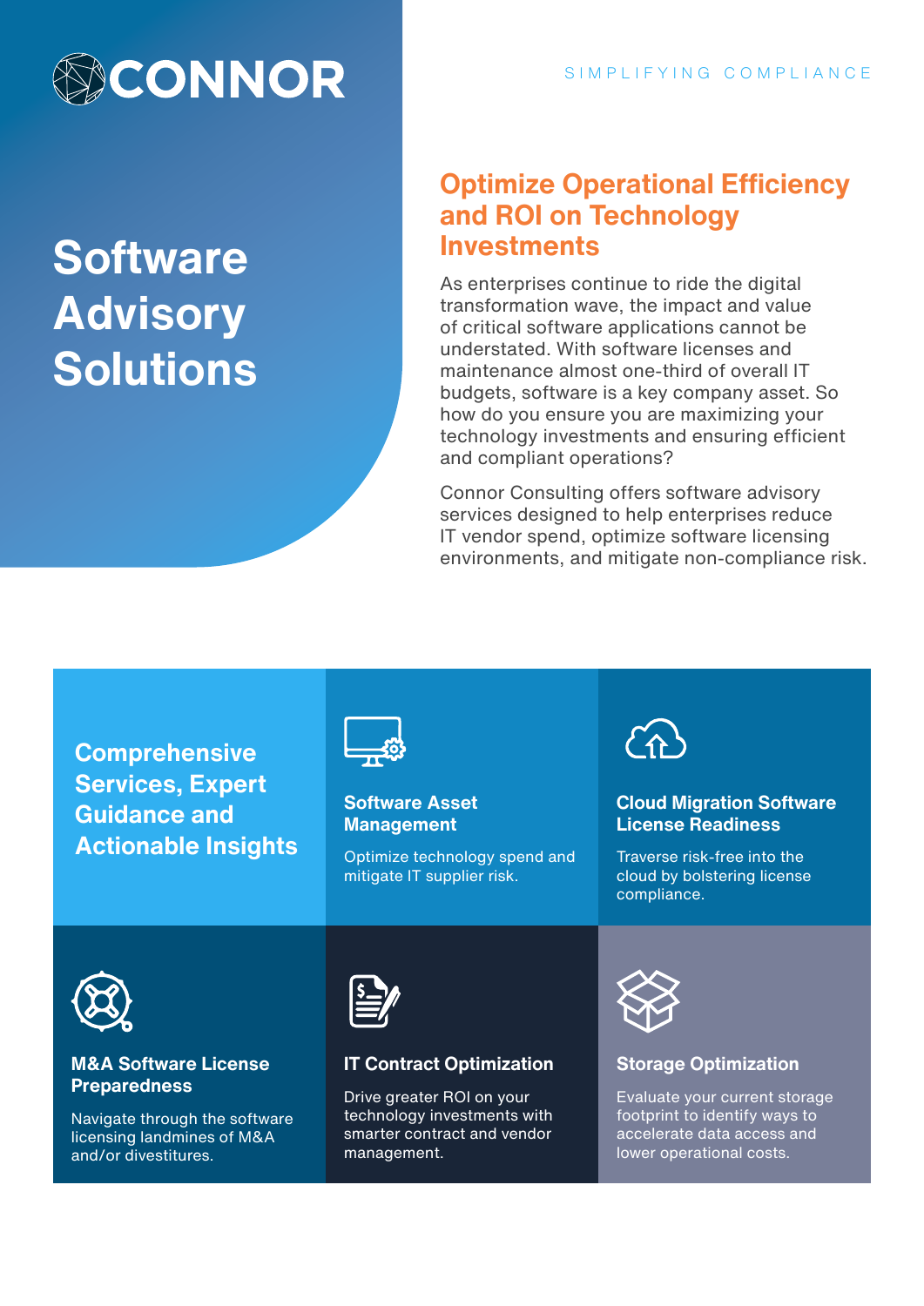CONNOR

SIMPLIFYING COMPLIANCE

# Software Advisory Solutions

## Optimize Operational Efficiency and ROI on Technology Investments

As enterprises continue to ride the digital transformation wave, the impact and value of critical software applications cannot be understated. With software licenses and maintenance almost one-third of overall IT budgets, software is a key company asset. So how do you ensure you are maximizing your technology investments and ensuring efficient and compliant operations?

Connor Consulting offers software advisory services designed to help enterprises reduce IT vendor spend, optimize software licensing environments, and mitigate non-compliance risk.

## Comprehensive Services, Expert Guidance and Actionable Insights

### Software Asset Management

Optimize technology spend and mitigate IT supplier risk.

### Cloud Migration Software License Readiness

Traverse risk-free into the cloud by bolstering license compliance.

### M&A Software License Preparedness

Navigate through the software licensing landmines of M&A and/or divestitures.

### IT Contract Optimization

Drive greater ROI on your technology investments with smarter contract and vendor management.

### Storage Optimization

Evaluate your current storage footprint to identify ways to accelerate data access and lower operational costs.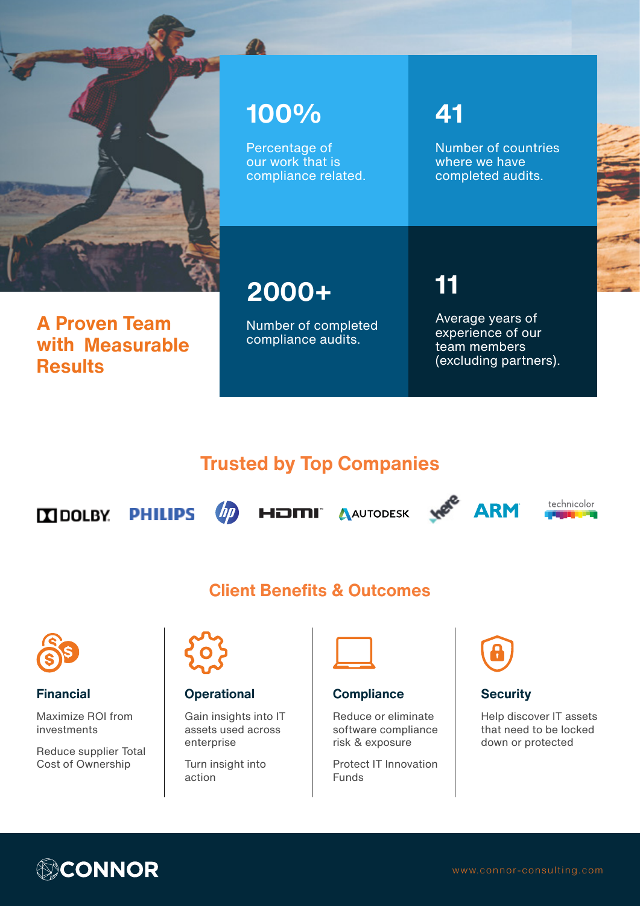## A Proven Team with Measurable Results

**100%**

Percentage of our work that is compliance related.

**41**

Number of countries where we have completed audits.

**2000+**

Number of completed compliance audits.

**11**

Average years of experience of our team members (excluding partners).

## Trusted by Top Companies

DOLBY · PHILIPS · hp · HDMI · AUTODESK · here · ARM · technicolor

## Client Benefits & Outcomes

### Financial

Maximize ROI from investments

Reduce supplier Total Cost of Ownership

### Operational

Gain insights into IT assets used across enterprise

Turn insight into action

### Compliance

Reduce or eliminate software compliance risk & exposure

Protect IT Innovation Funds

### Security

Help discover IT assets that need to be locked down or protected

CONNOR

www.connor-consulting.com